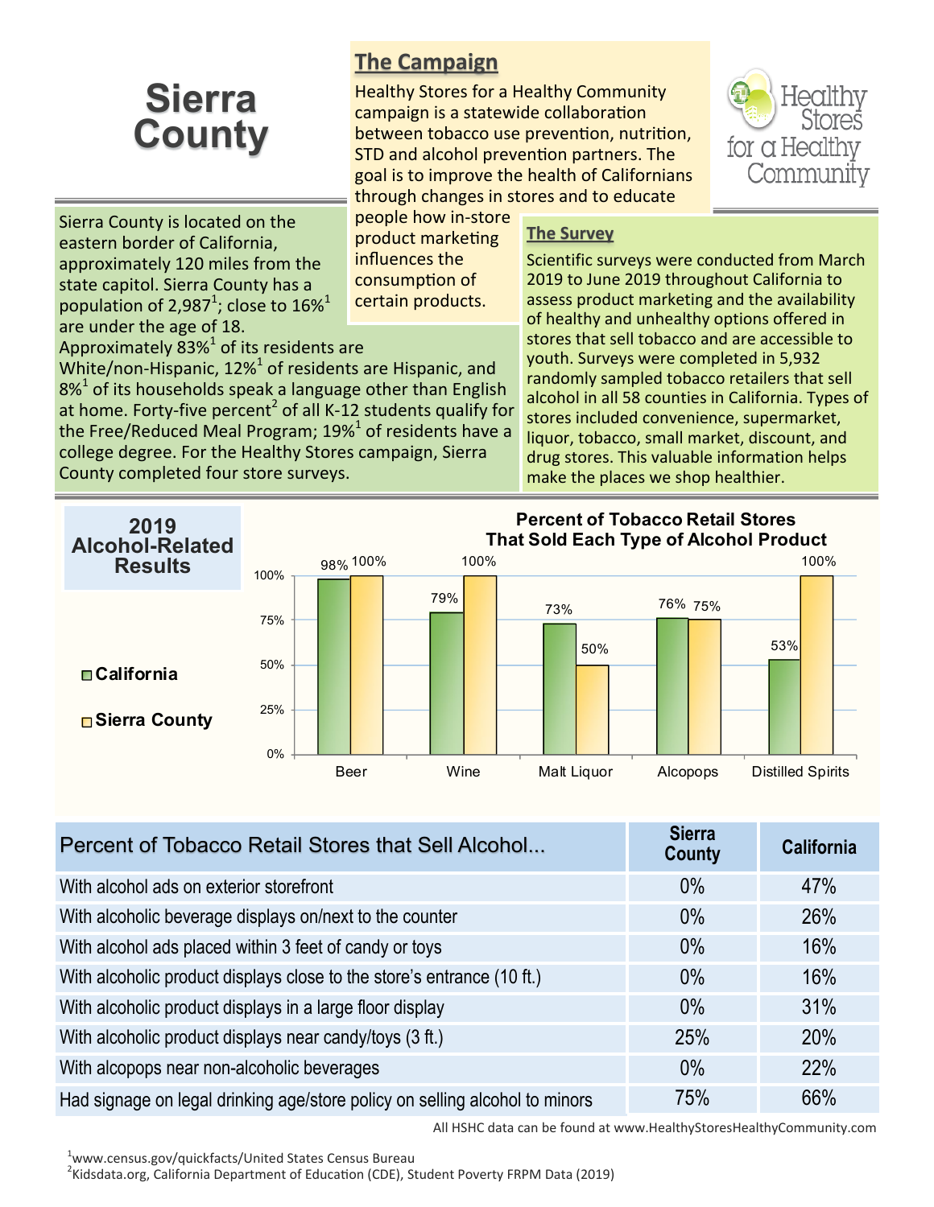# Sierra County

## The Campaign

Healthy Stores for a Healthy Community campaign is a statewide collaboration between tobacco use prevention, nutrition, STD and alcohol prevention partners. The goal is to improve the health of Californians through changes in stores and to educate people how in-store product marketing influences the consumption of certain products.

Healthy Stores for a Healthy Community

Sierra County is located on the eastern border of California, approximately 120 miles from the state capitol. Sierra County has a population of 2,987[1]; close to 16%[1] are under the age of 18. Approximately 83%[1] of its residents are White/non-Hispanic, 12%[1] of residents are Hispanic, and 8%[1] of its households speak a language other than English at home. Forty-five percent[2] of all K-12 students qualify for the Free/Reduced Meal Program; 19%[1] of residents have a college degree. For the Healthy Stores campaign, Sierra County completed four store surveys.

## The Survey

Scientific surveys were conducted from March 2019 to June 2019 throughout California to assess product marketing and the availability of healthy and unhealthy options offered in stores that sell tobacco and are accessible to youth. Surveys were completed in 5,932 randomly sampled tobacco retailers that sell alcohol in all 58 counties in California. Types of stores included convenience, supermarket, liquor, tobacco, small market, discount, and drug stores. This valuable information helps make the places we shop healthier.

## 2019 Alcohol-Related Results

**Percent of Tobacco Retail Stores That Sold Each Type of Alcohol Product**

| Product | California | Sierra County |
|---|---|---|
| Beer | 98% | 100% |
| Wine | 79% | 100% |
| Malt Liquor | 73% | 50% |
| Alcopops | 76% | 75% |
| Distilled Spirits | 53% | 100% |

| Percent of Tobacco Retail Stores that Sell Alcohol... | Sierra County | California |
|---|---|---|
| With alcohol ads on exterior storefront | 0% | 47% |
| With alcoholic beverage displays on/next to the counter | 0% | 26% |
| With alcohol ads placed within 3 feet of candy or toys | 0% | 16% |
| With alcoholic product displays close to the store's entrance (10 ft.) | 0% | 16% |
| With alcoholic product displays in a large floor display | 0% | 31% |
| With alcoholic product displays near candy/toys (3 ft.) | 25% | 20% |
| With alcopops near non-alcoholic beverages | 0% | 22% |
| Had signage on legal drinking age/store policy on selling alcohol to minors | 75% | 66% |

All HSHC data can be found at www.HealthyStoresHealthyCommunity.com

[1]www.census.gov/quickfacts/United States Census Bureau
[2]Kidsdata.org, California Department of Education (CDE), Student Poverty FRPM Data (2019)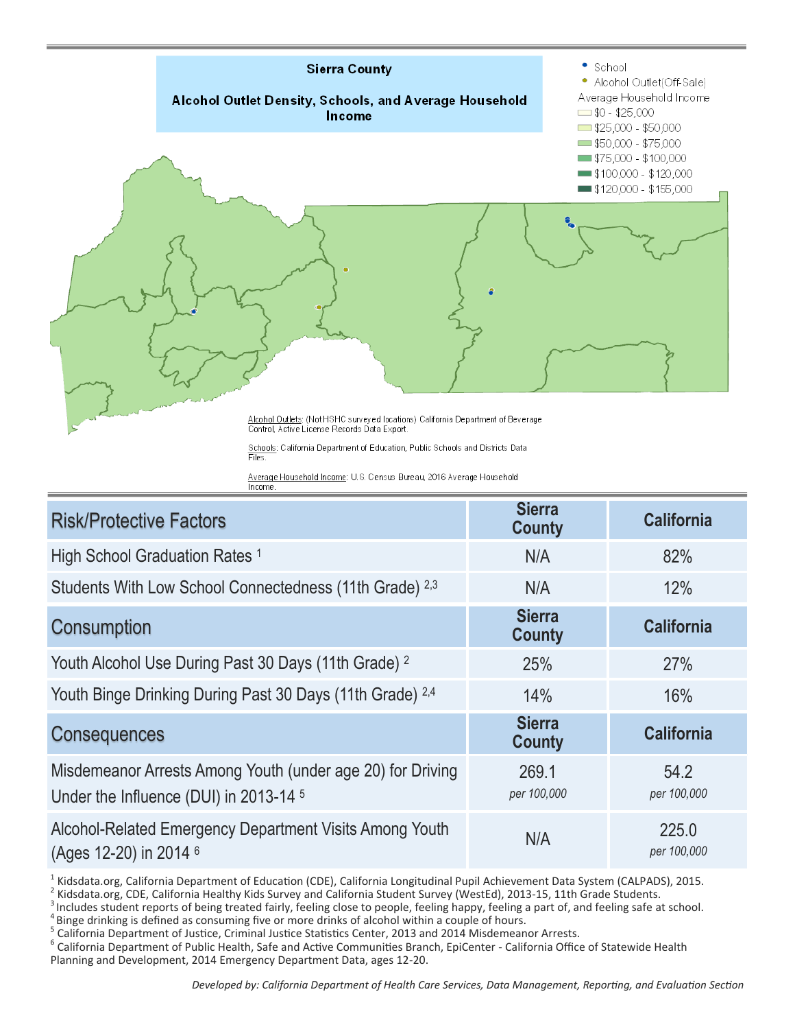**Sierra County**

**Alcohol Outlet Density, Schools, and Average Household Income**

- School
- Alcohol Outlet(Off-Sale)

Average Household Income
- $0 - $25,000
- $25,000 - $50,000
- $50,000 - $75,000
- $75,000 - $100,000
- $100,000 - $120,000
- $120,000 - $155,000

Alcohol Outlets: (Not HSHC surveyed locations) California Department of Beverage Control, Active License Records Data Export.

Schools: California Department of Education, Public Schools and Districts Data Files.

Average Household Income: U.S. Census Bureau, 2016 Average Household Income.

| Risk/Protective Factors | Sierra County | California |
|---|---|---|
| High School Graduation Rates [1] | N/A | 82% |
| Students With Low School Connectedness (11th Grade) [2,3] | N/A | 12% |
| **Consumption** | **Sierra County** | **California** |
| Youth Alcohol Use During Past 30 Days (11th Grade) [2] | 25% | 27% |
| Youth Binge Drinking During Past 30 Days (11th Grade) [2,4] | 14% | 16% |
| **Consequences** | **Sierra County** | **California** |
| Misdemeanor Arrests Among Youth (under age 20) for Driving Under the Influence (DUI) in 2013-14 [5] | 269.1 *per 100,000* | 54.2 *per 100,000* |
| Alcohol-Related Emergency Department Visits Among Youth (Ages 12-20) in 2014 [6] | N/A | 225.0 *per 100,000* |

[1] Kidsdata.org, California Department of Education (CDE), California Longitudinal Pupil Achievement Data System (CALPADS), 2015.
[2] Kidsdata.org, CDE, California Healthy Kids Survey and California Student Survey (WestEd), 2013-15, 11th Grade Students.
[3] Includes student reports of being treated fairly, feeling close to people, feeling happy, feeling a part of, and feeling safe at school.
[4] Binge drinking is defined as consuming five or more drinks of alcohol within a couple of hours.
[5] California Department of Justice, Criminal Justice Statistics Center, 2013 and 2014 Misdemeanor Arrests.
[6] California Department of Public Health, Safe and Active Communities Branch, EpiCenter - California Office of Statewide Health Planning and Development, 2014 Emergency Department Data, ages 12-20.

*Developed by: California Department of Health Care Services, Data Management, Reporting, and Evaluation Section*